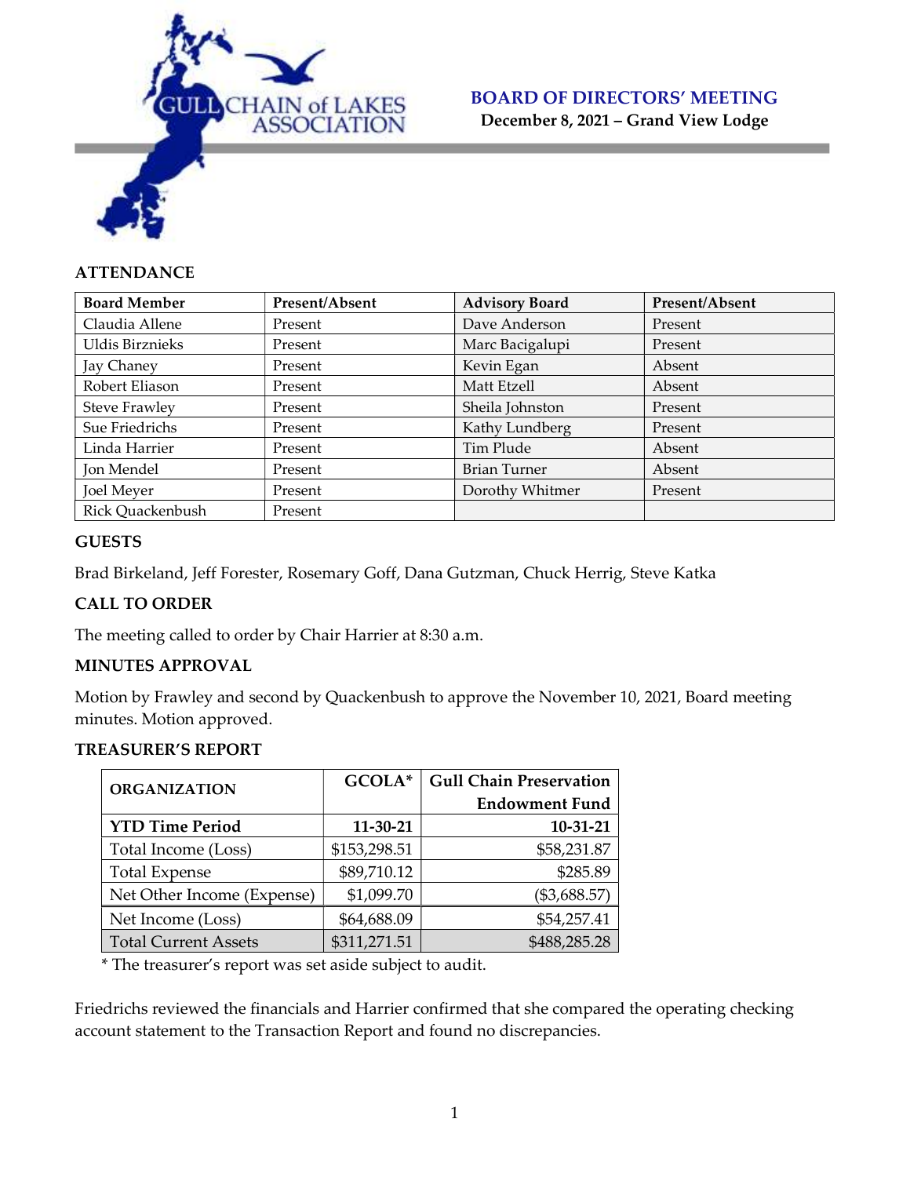# GULL CHAIN of LAKES ASSOCIATION

## BOARD OF DIRECTORS' MEETING

**December 8, 2021 – Grand View Lodge**

### ATTENDANCE

| Board Member | Present/Absent | Advisory Board | Present/Absent |
|---|---|---|---|
| Claudia Allene | Present | Dave Anderson | Present |
| Uldis Birznieks | Present | Marc Bacigalupi | Present |
| Jay Chaney | Present | Kevin Egan | Absent |
| Robert Eliason | Present | Matt Etzell | Absent |
| Steve Frawley | Present | Sheila Johnston | Present |
| Sue Friedrichs | Present | Kathy Lundberg | Present |
| Linda Harrier | Present | Tim Plude | Absent |
| Jon Mendel | Present | Brian Turner | Absent |
| Joel Meyer | Present | Dorothy Whitmer | Present |
| Rick Quackenbush | Present | | |

### GUESTS

Brad Birkeland, Jeff Forester, Rosemary Goff, Dana Gutzman, Chuck Herrig, Steve Katka

### CALL TO ORDER

The meeting called to order by Chair Harrier at 8:30 a.m.

### MINUTES APPROVAL

Motion by Frawley and second by Quackenbush to approve the November 10, 2021, Board meeting minutes. Motion approved.

### TREASURER'S REPORT

| ORGANIZATION | GCOLA* | Gull Chain Preservation Endowment Fund |
|---|---|---|
| **YTD Time Period** | **11-30-21** | **10-31-21** |
| Total Income (Loss) | $153,298.51 | $58,231.87 |
| Total Expense | $89,710.12 | $285.89 |
| Net Other Income (Expense) | $1,099.70 | ($3,688.57) |
| Net Income (Loss) | $64,688.09 | $54,257.41 |
| Total Current Assets | $311,271.51 | $488,285.28 |

\* The treasurer's report was set aside subject to audit.

Friedrichs reviewed the financials and Harrier confirmed that she compared the operating checking account statement to the Transaction Report and found no discrepancies.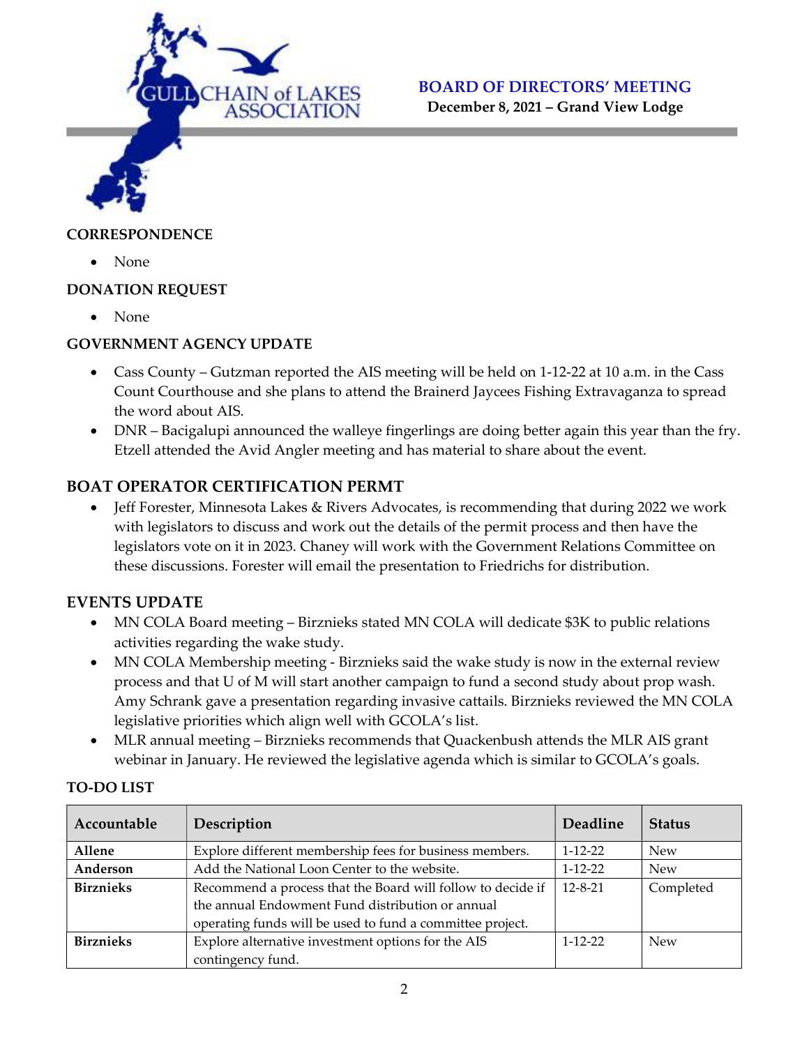**BOARD OF DIRECTORS' MEETING**
**December 8, 2021 – Grand View Lodge**

### CORRESPONDENCE

- None

### DONATION REQUEST

- None

### GOVERNMENT AGENCY UPDATE

- Cass County – Gutzman reported the AIS meeting will be held on 1-12-22 at 10 a.m. in the Cass Count Courthouse and she plans to attend the Brainerd Jaycees Fishing Extravaganza to spread the word about AIS.
- DNR – Bacigalupi announced the walleye fingerlings are doing better again this year than the fry. Etzell attended the Avid Angler meeting and has material to share about the event.

### BOAT OPERATOR CERTIFICATION PERMT

- Jeff Forester, Minnesota Lakes & Rivers Advocates, is recommending that during 2022 we work with legislators to discuss and work out the details of the permit process and then have the legislators vote on it in 2023. Chaney will work with the Government Relations Committee on these discussions. Forester will email the presentation to Friedrichs for distribution.

### EVENTS UPDATE

- MN COLA Board meeting – Birznieks stated MN COLA will dedicate $3K to public relations activities regarding the wake study.
- MN COLA Membership meeting - Birznieks said the wake study is now in the external review process and that U of M will start another campaign to fund a second study about prop wash. Amy Schrank gave a presentation regarding invasive cattails. Birznieks reviewed the MN COLA legislative priorities which align well with GCOLA's list.
- MLR annual meeting – Birznieks recommends that Quackenbush attends the MLR AIS grant webinar in January. He reviewed the legislative agenda which is similar to GCOLA's goals.

### TO-DO LIST

| Accountable | Description | Deadline | Status |
|---|---|---|---|
| **Allene** | Explore different membership fees for business members. | 1-12-22 | New |
| **Anderson** | Add the National Loon Center to the website. | 1-12-22 | New |
| **Birznieks** | Recommend a process that the Board will follow to decide if the annual Endowment Fund distribution or annual operating funds will be used to fund a committee project. | 12-8-21 | Completed |
| **Birznieks** | Explore alternative investment options for the AIS contingency fund. | 1-12-22 | New |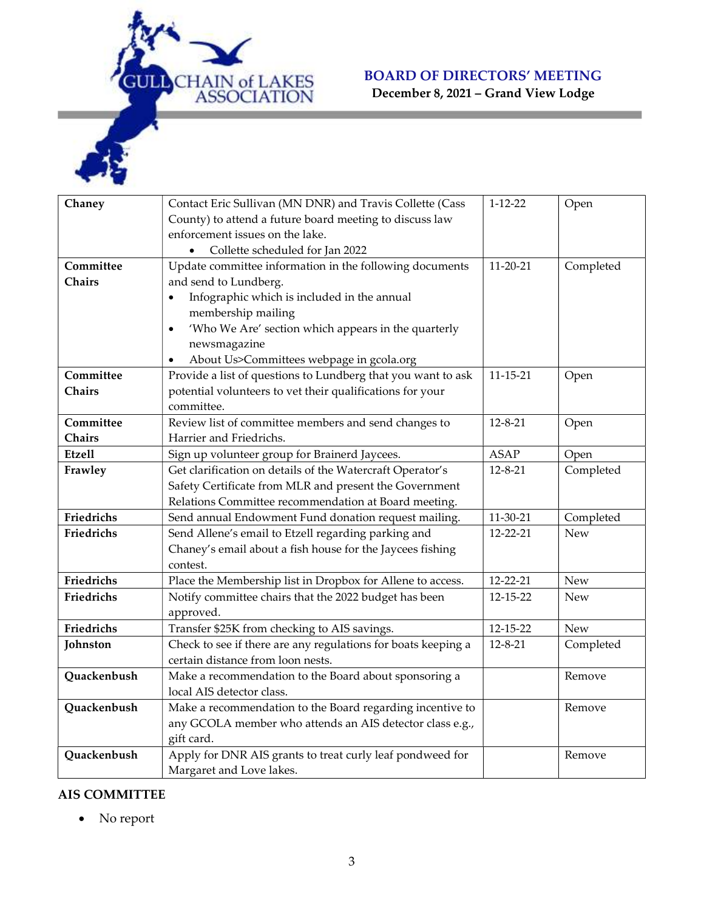# BOARD OF DIRECTORS' MEETING

**December 8, 2021 – Grand View Lodge**

| | | | |
|---|---|---|---|
| **Chaney** | Contact Eric Sullivan (MN DNR) and Travis Collette (Cass County) to attend a future board meeting to discuss law enforcement issues on the lake.<br>• Collette scheduled for Jan 2022 | 1-12-22 | Open |
| **Committee Chairs** | Update committee information in the following documents and send to Lundberg.<br>• Infographic which is included in the annual membership mailing<br>• 'Who We Are' section which appears in the quarterly newsmagazine<br>• About Us>Committees webpage in gcola.org | 11-20-21 | Completed |
| **Committee Chairs** | Provide a list of questions to Lundberg that you want to ask potential volunteers to vet their qualifications for your committee. | 11-15-21 | Open |
| **Committee Chairs** | Review list of committee members and send changes to Harrier and Friedrichs. | 12-8-21 | Open |
| **Etzell** | Sign up volunteer group for Brainerd Jaycees. | ASAP | Open |
| **Frawley** | Get clarification on details of the Watercraft Operator's Safety Certificate from MLR and present the Government Relations Committee recommendation at Board meeting. | 12-8-21 | Completed |
| **Friedrichs** | Send annual Endowment Fund donation request mailing. | 11-30-21 | Completed |
| **Friedrichs** | Send Allene's email to Etzell regarding parking and Chaney's email about a fish house for the Jaycees fishing contest. | 12-22-21 | New |
| **Friedrichs** | Place the Membership list in Dropbox for Allene to access. | 12-22-21 | New |
| **Friedrichs** | Notify committee chairs that the 2022 budget has been approved. | 12-15-22 | New |
| **Friedrichs** | Transfer $25K from checking to AIS savings. | 12-15-22 | New |
| **Johnston** | Check to see if there are any regulations for boats keeping a certain distance from loon nests. | 12-8-21 | Completed |
| **Quackenbush** | Make a recommendation to the Board about sponsoring a local AIS detector class. | | Remove |
| **Quackenbush** | Make a recommendation to the Board regarding incentive to any GCOLA member who attends an AIS detector class e.g., gift card. | | Remove |
| **Quackenbush** | Apply for DNR AIS grants to treat curly leaf pondweed for Margaret and Love lakes. | | Remove |

## AIS COMMITTEE

- No report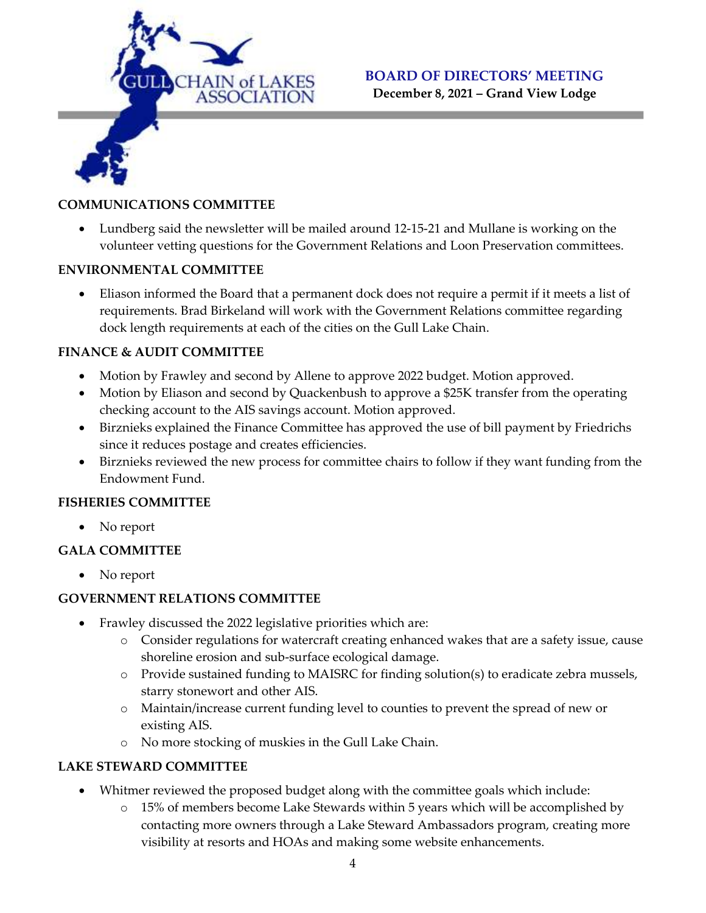## COMMUNICATIONS COMMITTEE

- Lundberg said the newsletter will be mailed around 12-15-21 and Mullane is working on the volunteer vetting questions for the Government Relations and Loon Preservation committees.

## ENVIRONMENTAL COMMITTEE

- Eliason informed the Board that a permanent dock does not require a permit if it meets a list of requirements. Brad Birkeland will work with the Government Relations committee regarding dock length requirements at each of the cities on the Gull Lake Chain.

## FINANCE & AUDIT COMMITTEE

- Motion by Frawley and second by Allene to approve 2022 budget. Motion approved.
- Motion by Eliason and second by Quackenbush to approve a $25K transfer from the operating checking account to the AIS savings account. Motion approved.
- Birznieks explained the Finance Committee has approved the use of bill payment by Friedrichs since it reduces postage and creates efficiencies.
- Birznieks reviewed the new process for committee chairs to follow if they want funding from the Endowment Fund.

## FISHERIES COMMITTEE

- No report

## GALA COMMITTEE

- No report

## GOVERNMENT RELATIONS COMMITTEE

- Frawley discussed the 2022 legislative priorities which are:
  - Consider regulations for watercraft creating enhanced wakes that are a safety issue, cause shoreline erosion and sub-surface ecological damage.
  - Provide sustained funding to MAISRC for finding solution(s) to eradicate zebra mussels, starry stonewort and other AIS.
  - Maintain/increase current funding level to counties to prevent the spread of new or existing AIS.
  - No more stocking of muskies in the Gull Lake Chain.

## LAKE STEWARD COMMITTEE

- Whitmer reviewed the proposed budget along with the committee goals which include:
  - 15% of members become Lake Stewards within 5 years which will be accomplished by contacting more owners through a Lake Steward Ambassadors program, creating more visibility at resorts and HOAs and making some website enhancements.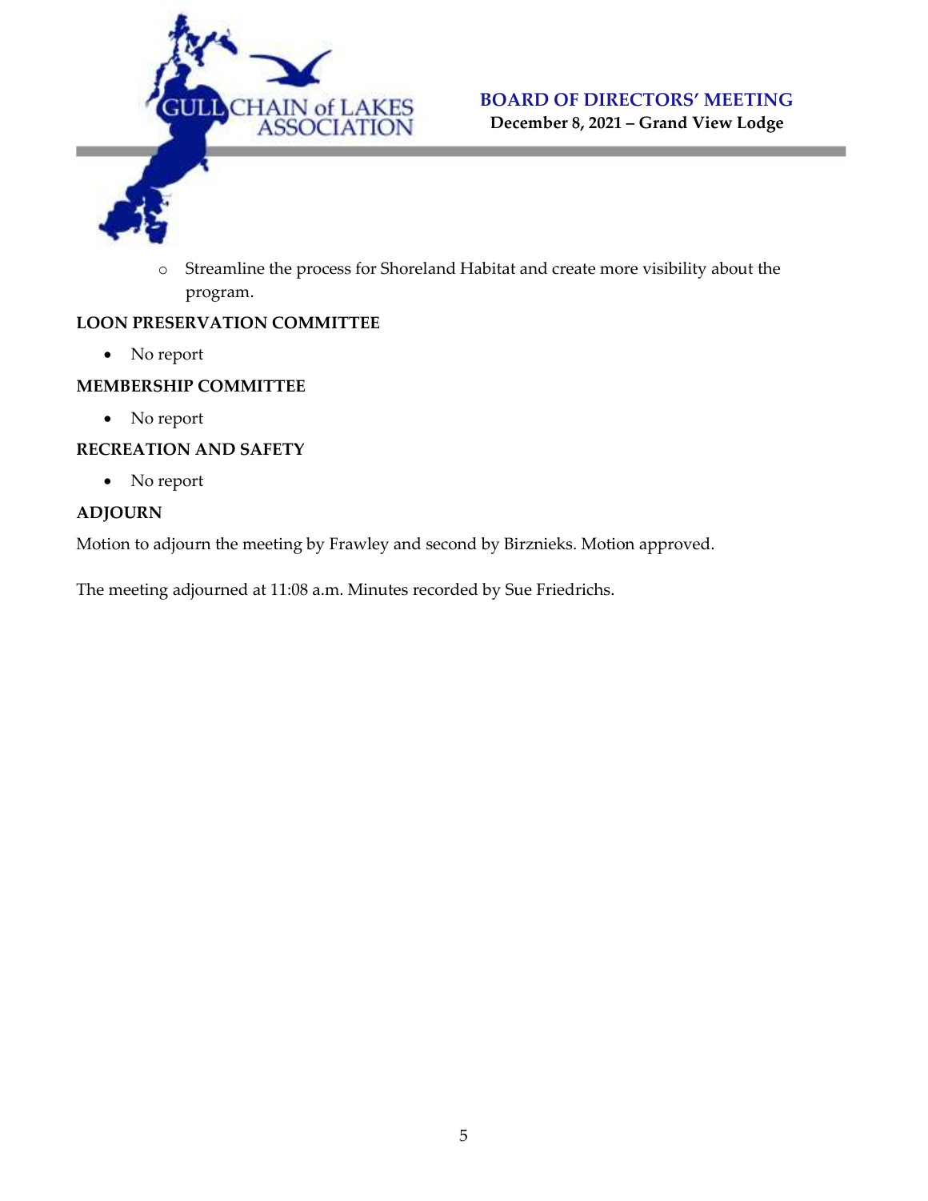- Streamline the process for Shoreland Habitat and create more visibility about the program.

**LOON PRESERVATION COMMITTEE**

- No report

**MEMBERSHIP COMMITTEE**

- No report

**RECREATION AND SAFETY**

- No report

**ADJOURN**

Motion to adjourn the meeting by Frawley and second by Birznieks. Motion approved.

The meeting adjourned at 11:08 a.m. Minutes recorded by Sue Friedrichs.